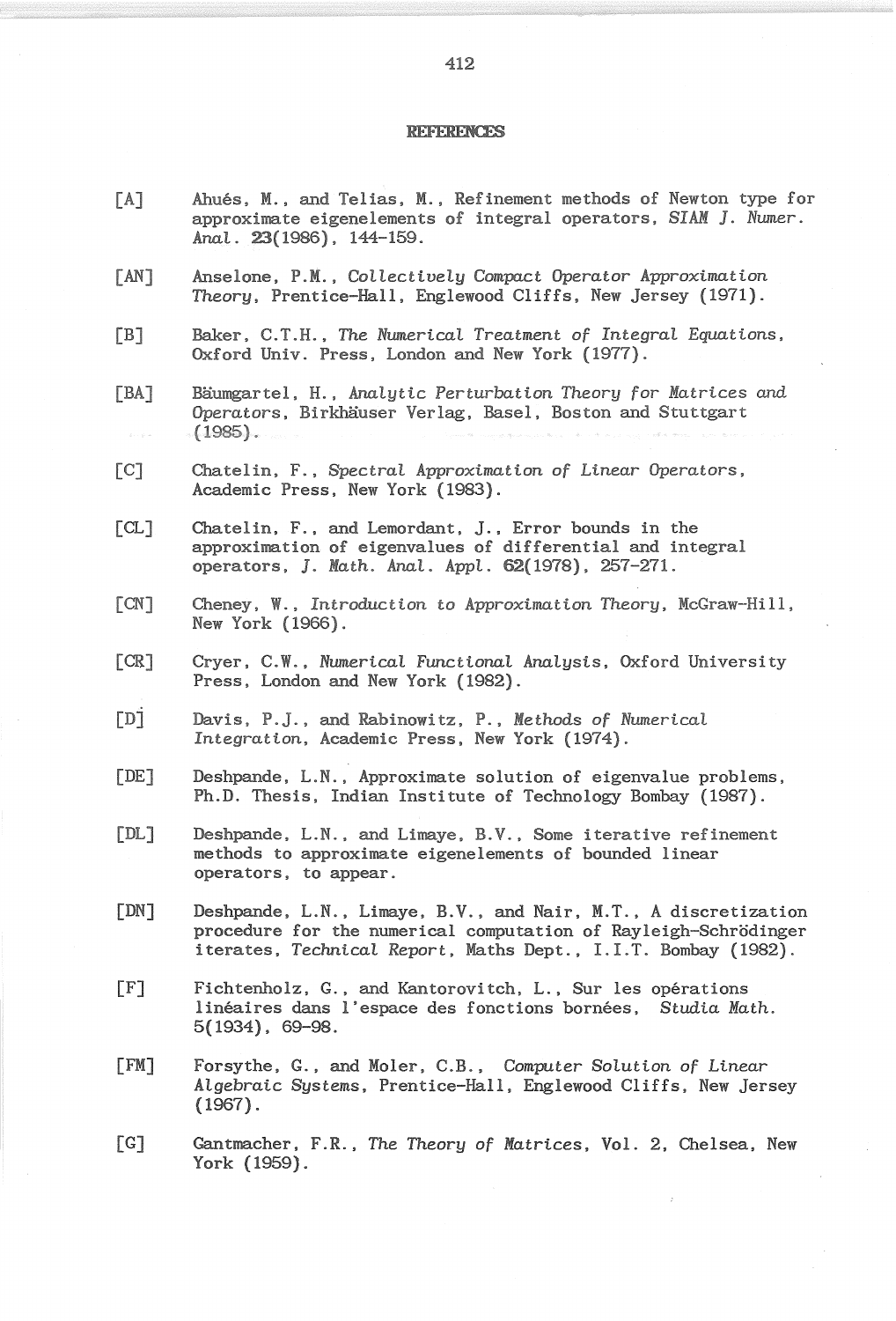## REFERENCES

[A] Ahués, M., and Telias, M., Refinement methods of Newton type for approximate eigenelements of integral operators, *SIAM J. Numer. Anal.* **23**(1986), 144-159.

[AN] Anselone, P.M., *Collectively Compact Operator Approximation Theory*, Prentice-Hall, Englewood Cliffs, New Jersey (1971).

[B] Baker, C.T.H., *The Numerical Treatment of Integral Equations*, Oxford Univ. Press, London and New York (1977).

[BA] Bäumgartel, H., *Analytic Perturbation Theory for Matrices and Operators*, Birkhäuser Verlag, Basel, Boston and Stuttgart (1985).

[C] Chatelin, F., *Spectral Approximation of Linear Operators*, Academic Press, New York (1983).

[CL] Chatelin, F., and Lemordant, J., Error bounds in the approximation of eigenvalues of differential and integral operators, *J. Math. Anal. Appl.* **62**(1978), 257-271.

[CN] Cheney, W., *Introduction to Approximation Theory*, McGraw-Hill, New York (1966).

[CR] Cryer, C.W., *Numerical Functional Analysis*, Oxford University Press, London and New York (1982).

[D] Davis, P.J., and Rabinowitz, P., *Methods of Numerical Integration*, Academic Press, New York (1974).

[DE] Deshpande, L.N., Approximate solution of eigenvalue problems, Ph.D. Thesis, Indian Institute of Technology Bombay (1987).

[DL] Deshpande, L.N., and Limaye, B.V., Some iterative refinement methods to approximate eigenelements of bounded linear operators, to appear.

[DN] Deshpande, L.N., Limaye, B.V., and Nair, M.T., A discretization procedure for the numerical computation of Rayleigh-Schrödinger iterates, *Technical Report*, Maths Dept., I.I.T. Bombay (1982).

[F] Fichtenholz, G., and Kantorovitch, L., Sur les opérations linéaires dans l'espace des fonctions bornées, *Studia Math.* 5(1934), 69-98.

[FM] Forsythe, G., and Moler, C.B., *Computer Solution of Linear Algebraic Systems*, Prentice-Hall, Englewood Cliffs, New Jersey (1967).

[G] Gantmacher, F.R., *The Theory of Matrices*, Vol. 2, Chelsea, New York (1959).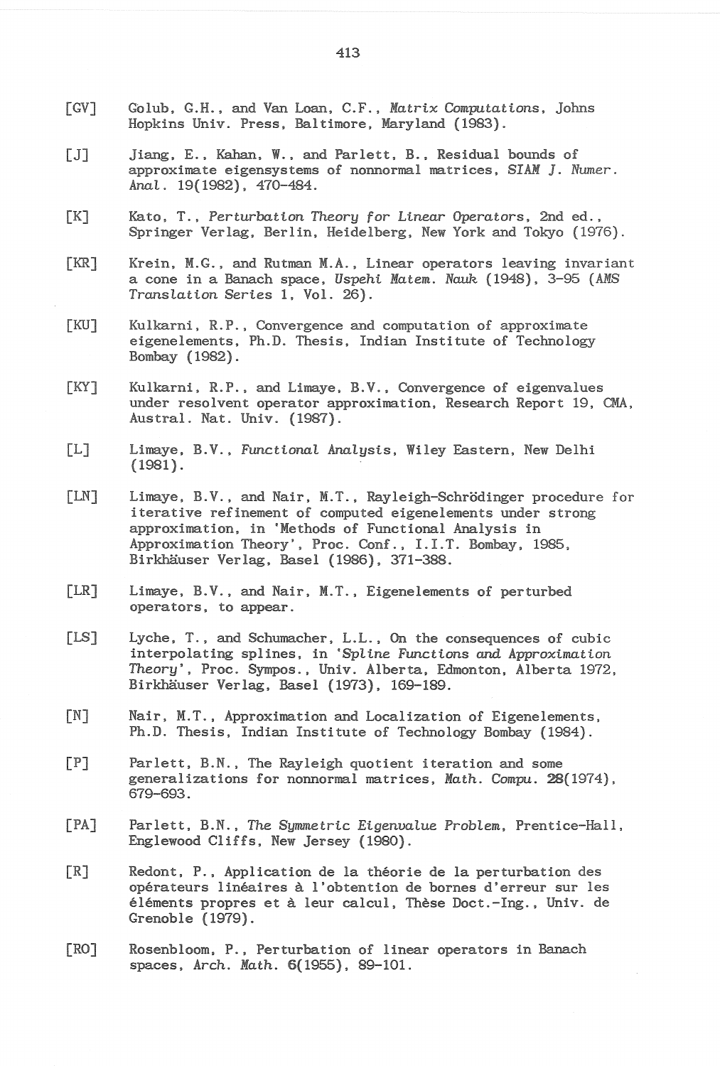[GV] Golub, G.H., and Van Loan, C.F., *Matrix Computations*, Johns Hopkins Univ. Press, Baltimore, Maryland (1983).

[J] Jiang, E., Kahan, W., and Parlett, B., Residual bounds of approximate eigensystems of nonnormal matrices, *SIAM J. Numer. Anal.* 19(1982), 470-484.

[K] Kato, T., *Perturbation Theory for Linear Operators*, 2nd ed., Springer Verlag, Berlin, Heidelberg, New York and Tokyo (1976).

[KR] Krein, M.G., and Rutman M.A., Linear operators leaving invariant a cone in a Banach space, *Uspehi Matem. Nauk* (1948), 3-95 (*AMS Translation Series* 1, Vol. 26).

[KU] Kulkarni, R.P., Convergence and computation of approximate eigenelements, Ph.D. Thesis, Indian Institute of Technology Bombay (1982).

[KY] Kulkarni, R.P., and Limaye, B.V., Convergence of eigenvalues under resolvent operator approximation, Research Report 19, CMA, Austral. Nat. Univ. (1987).

[L] Limaye, B.V., *Functional Analysis*, Wiley Eastern, New Delhi (1981).

[LN] Limaye, B.V., and Nair, M.T., Rayleigh-Schrödinger procedure for iterative refinement of computed eigenelements under strong approximation, in 'Methods of Functional Analysis in Approximation Theory', Proc. Conf., I.I.T. Bombay, 1985, Birkhäuser Verlag, Basel (1986), 371-388.

[LR] Limaye, B.V., and Nair, M.T., Eigenelements of perturbed operators, to appear.

[LS] Lyche, T., and Schumacher, L.L., On the consequences of cubic interpolating splines, in '*Spline Functions and Approximation Theory*', Proc. Sympos., Univ. Alberta, Edmonton, Alberta 1972, Birkhäuser Verlag, Basel (1973), 169-189.

[N] Nair, M.T., Approximation and Localization of Eigenelements, Ph.D. Thesis, Indian Institute of Technology Bombay (1984).

[P] Parlett, B.N., The Rayleigh quotient iteration and some generalizations for nonnormal matrices, *Math. Compu.* **28**(1974), 679-693.

[PA] Parlett, B.N., *The Symmetric Eigenvalue Problem*, Prentice-Hall, Englewood Cliffs, New Jersey (1980).

[R] Redont, P., Application de la théorie de la perturbation des opérateurs linéaires à l'obtention de bornes d'erreur sur les éléments propres et à leur calcul, Thèse Doct.-Ing., Univ. de Grenoble (1979).

[RO] Rosenbloom, P., Perturbation of linear operators in Banach spaces, *Arch. Math.* **6**(1955), 89-101.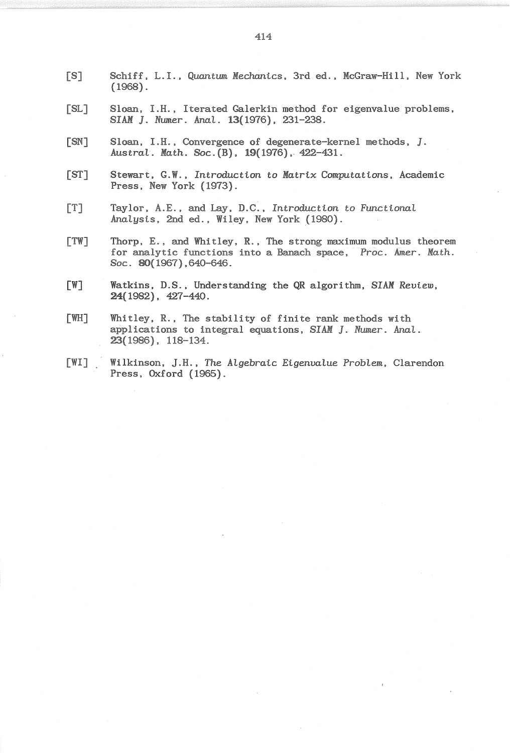[S] Schiff, L.I., *Quantum Mechanics*, 3rd ed., McGraw-Hill, New York (1968).

[SL] Sloan, I.H., Iterated Galerkin method for eigenvalue problems, *SIAM J. Numer. Anal.* **13**(1976), 231-238.

[SN] Sloan, I.H., Convergence of degenerate-kernel methods, *J. Austral. Math. Soc.*(B), **19**(1976), 422-431.

[ST] Stewart, G.W., *Introduction to Matrix Computations*, Academic Press, New York (1973).

[T] Taylor, A.E., and Lay, D.C., *Introduction to Functional Analysis*, 2nd ed., Wiley, New York (1980).

[TW] Thorp, E., and Whitley, R., The strong maximum modulus theorem for analytic functions into a Banach space, *Proc. Amer. Math. Soc.* **80**(1967),640-646.

[W] Watkins, D.S., Understanding the QR algorithm, *SIAM Review*, **24**(1982), 427-440.

[WH] Whitley, R., The stability of finite rank methods with applications to integral equations, *SIAM J. Numer. Anal.* **23**(1986), 118-134.

[WI] Wilkinson, J.H., *The Algebraic Eigenvalue Problem*, Clarendon Press, Oxford (1965).